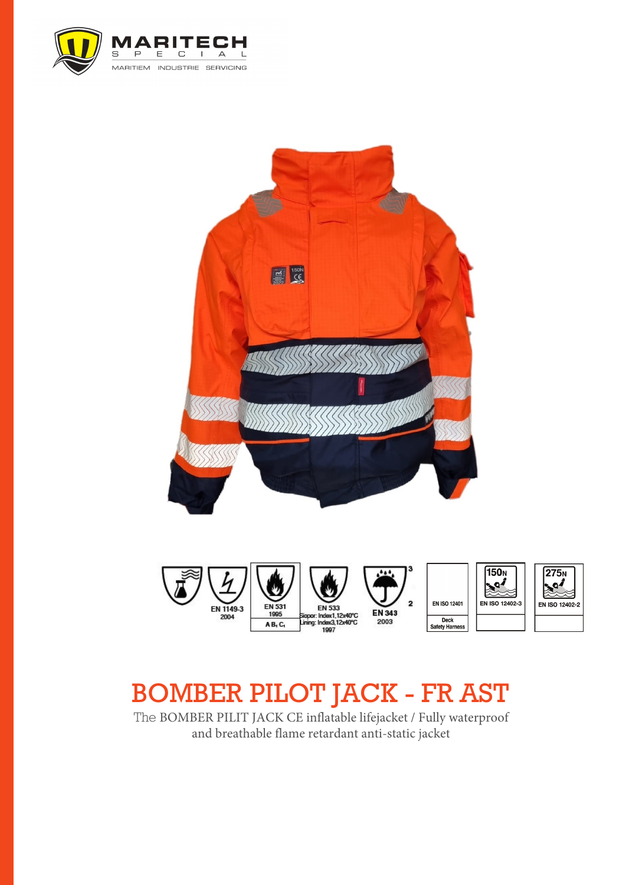MARITECH
SPECIAL
MARITIEM INDUSTRIE SERVICING

EN 1149-3
2004

EN 531
1995
A B1 C1

EN 533
Siopor: Index1,12x40°C
Lining: Index3,12x40°C
1997

EN 343
2003
3
2

EN ISO 12401
Deck
Safety Harness

150N
EN ISO 12402-3

275N
EN ISO 12402-2

# BOMBER PILOT JACK - FR AST

The BOMBER PILIT JACK CE inflatable lifejacket / Fully waterproof and breathable flame retardant anti-static jacket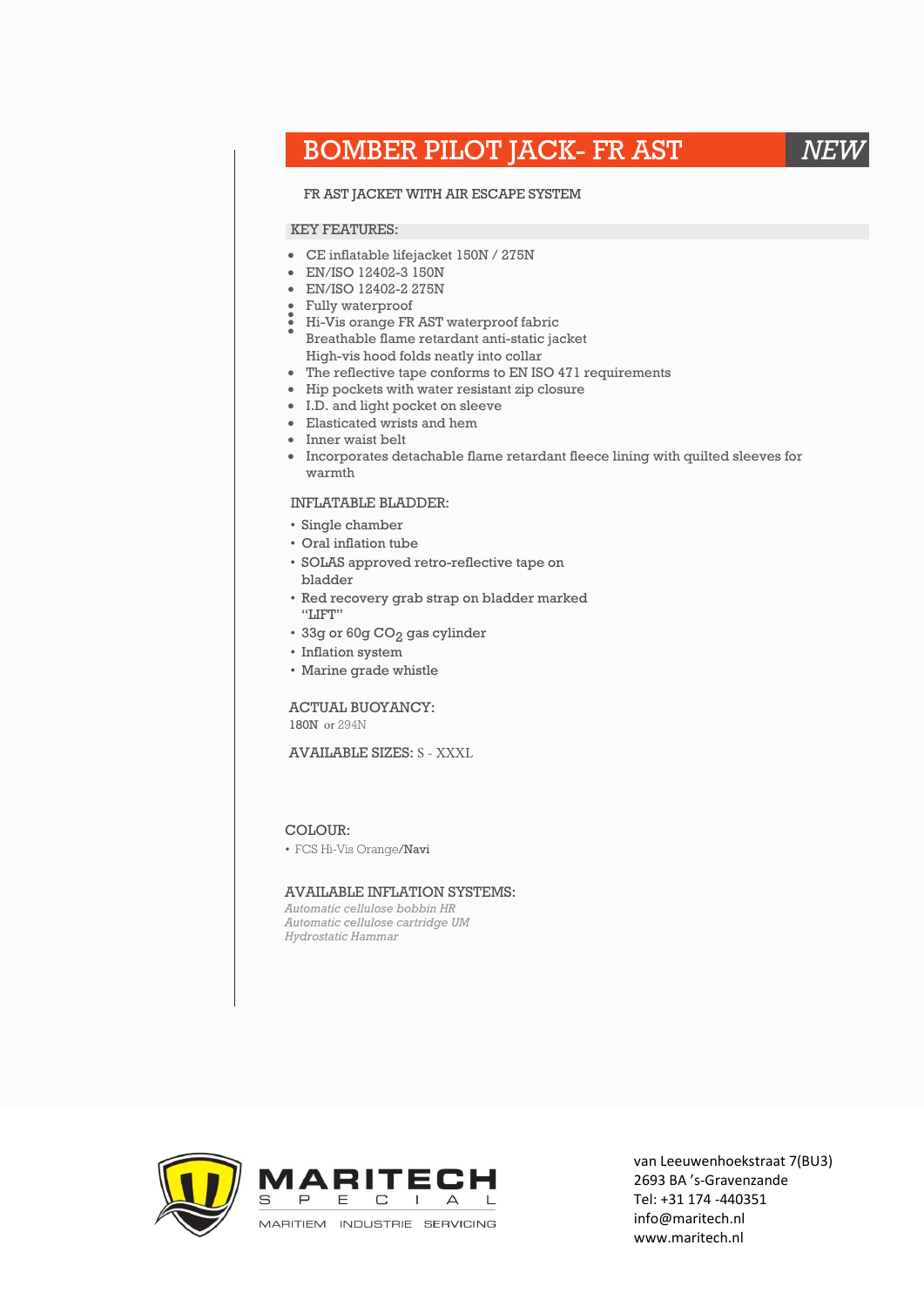# BOMBER PILOT JACK- FR AST

*NEW*

FR AST JACKET WITH AIR ESCAPE SYSTEM

## KEY FEATURES:

- CE inflatable lifejacket 150N / 275N
- EN/ISO 12402-3 150N
- EN/ISO 12402-2 275N
- Fully waterproof
- Hi-Vis orange FR AST waterproof fabric
- Breathable flame retardant anti-static jacket
- High-vis hood folds neatly into collar
- The reflective tape conforms to EN ISO 471 requirements
- Hip pockets with water resistant zip closure
- I.D. and light pocket on sleeve
- Elasticated wrists and hem
- Inner waist belt
- Incorporates detachable flame retardant fleece lining with quilted sleeves for warmth

## INFLATABLE BLADDER:

- Single chamber
- Oral inflation tube
- SOLAS approved retro-reflective tape on bladder
- Red recovery grab strap on bladder marked "LIFT"
- 33g or 60g $CO_2$ gas cylinder
- Inflation system
- Marine grade whistle

## ACTUAL BUOYANCY:

180N or 294N

## AVAILABLE SIZES: S - XXXL

## COLOUR:

- FCS Hi-Vis Orange/**Navi**

## AVAILABLE INFLATION SYSTEMS:

*Automatic cellulose bobbin HR*
*Automatic cellulose cartridge UM*
*Hydrostatic Hammar*

MARITECH SPECIAL
MARITIEM INDUSTRIE SERVICING

van Leeuwenhoekstraat 7(BU3)
2693 BA 's-Gravenzande
Tel: +31 174 -440351
info@maritech.nl
www.maritech.nl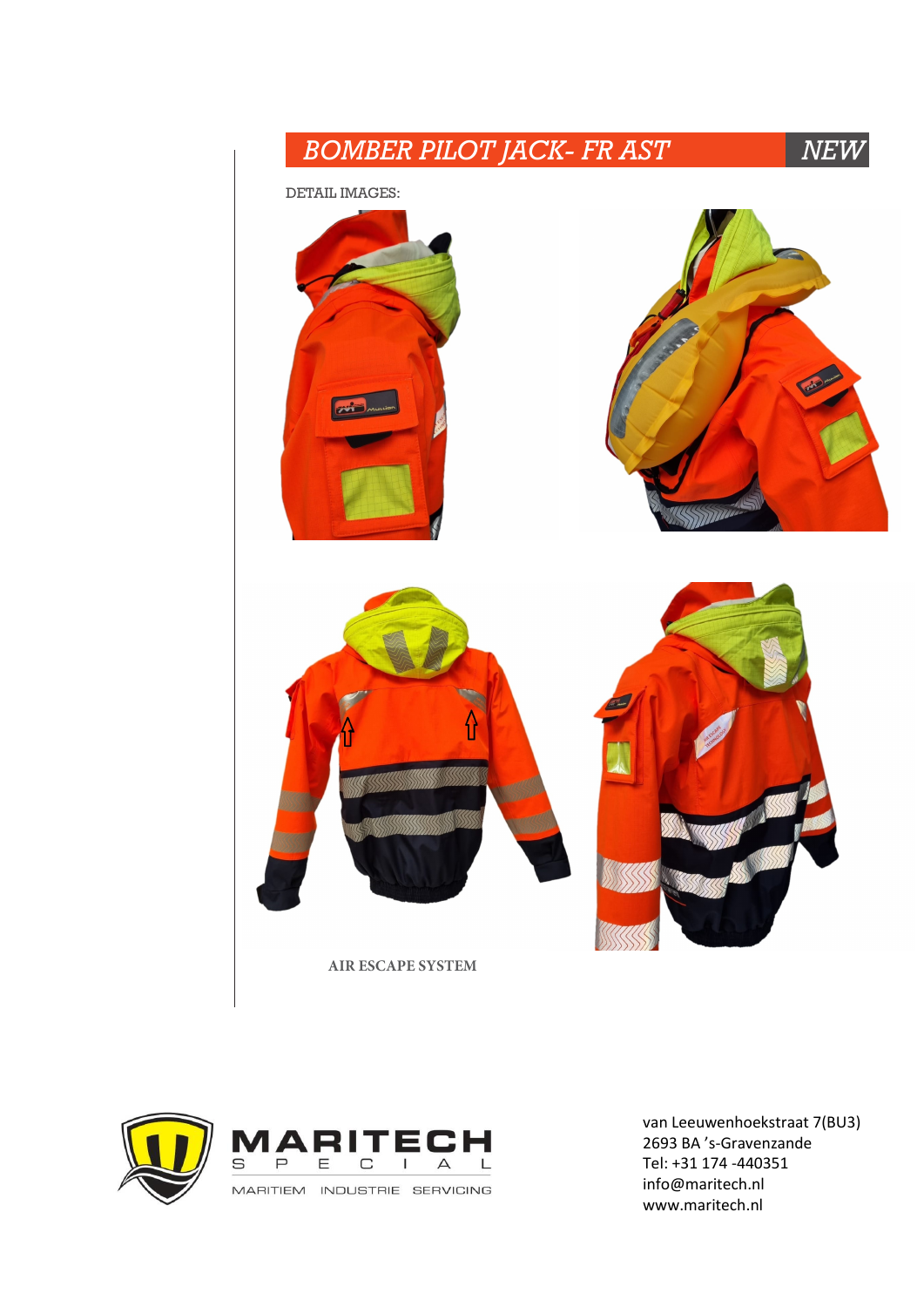# *BOMBER PILOT JACK- FR AST* *NEW*

DETAIL IMAGES:

AIR ESCAPE SYSTEM

MARITECH
S P E C I A L
MARITIEM INDUSTRIE SERVICING

van Leeuwenhoekstraat 7(BU3)
2693 BA 's-Gravenzande
Tel: +31 174 -440351
info@maritech.nl
www.maritech.nl